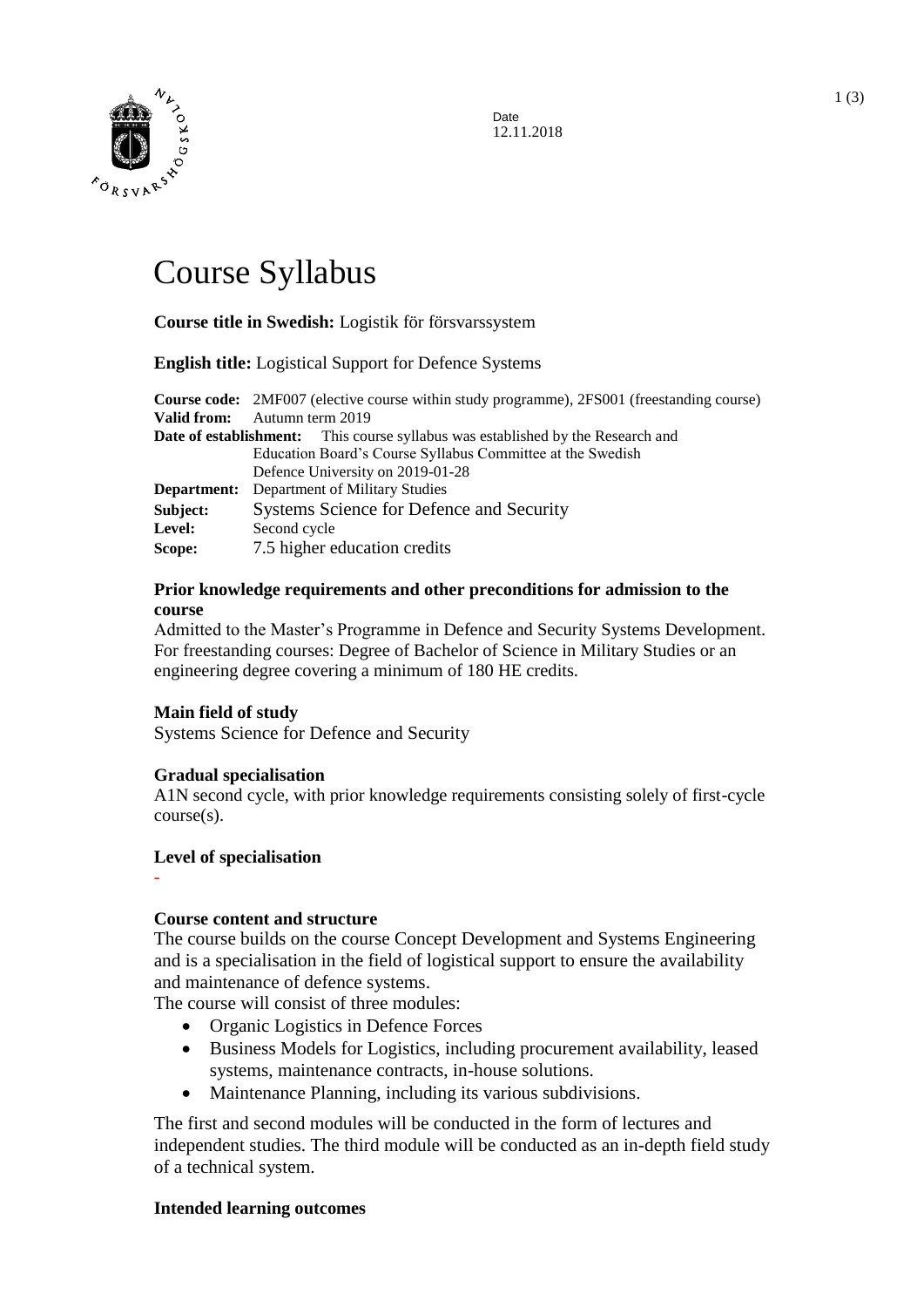Date
12.11.2018

# Course Syllabus

**Course title in Swedish:** Logistik för försvarssystem

**English title:** Logistical Support for Defence Systems

**Course code:** 2MF007 (elective course within study programme), 2FS001 (freestanding course)
**Valid from:** Autumn term 2019
**Date of establishment:** This course syllabus was established by the Research and Education Board's Course Syllabus Committee at the Swedish Defence University on 2019-01-28
**Department:** Department of Military Studies
**Subject:** Systems Science for Defence and Security
**Level:** Second cycle
**Scope:** 7.5 higher education credits

### Prior knowledge requirements and other preconditions for admission to the course

Admitted to the Master's Programme in Defence and Security Systems Development. For freestanding courses: Degree of Bachelor of Science in Military Studies or an engineering degree covering a minimum of 180 HE credits.

### Main field of study

Systems Science for Defence and Security

### Gradual specialisation

A1N second cycle, with prior knowledge requirements consisting solely of first-cycle course(s).

### Level of specialisation

-

### Course content and structure

The course builds on the course Concept Development and Systems Engineering and is a specialisation in the field of logistical support to ensure the availability and maintenance of defence systems.
The course will consist of three modules:

- Organic Logistics in Defence Forces
- Business Models for Logistics, including procurement availability, leased systems, maintenance contracts, in-house solutions.
- Maintenance Planning, including its various subdivisions.

The first and second modules will be conducted in the form of lectures and independent studies. The third module will be conducted as an in-depth field study of a technical system.

### Intended learning outcomes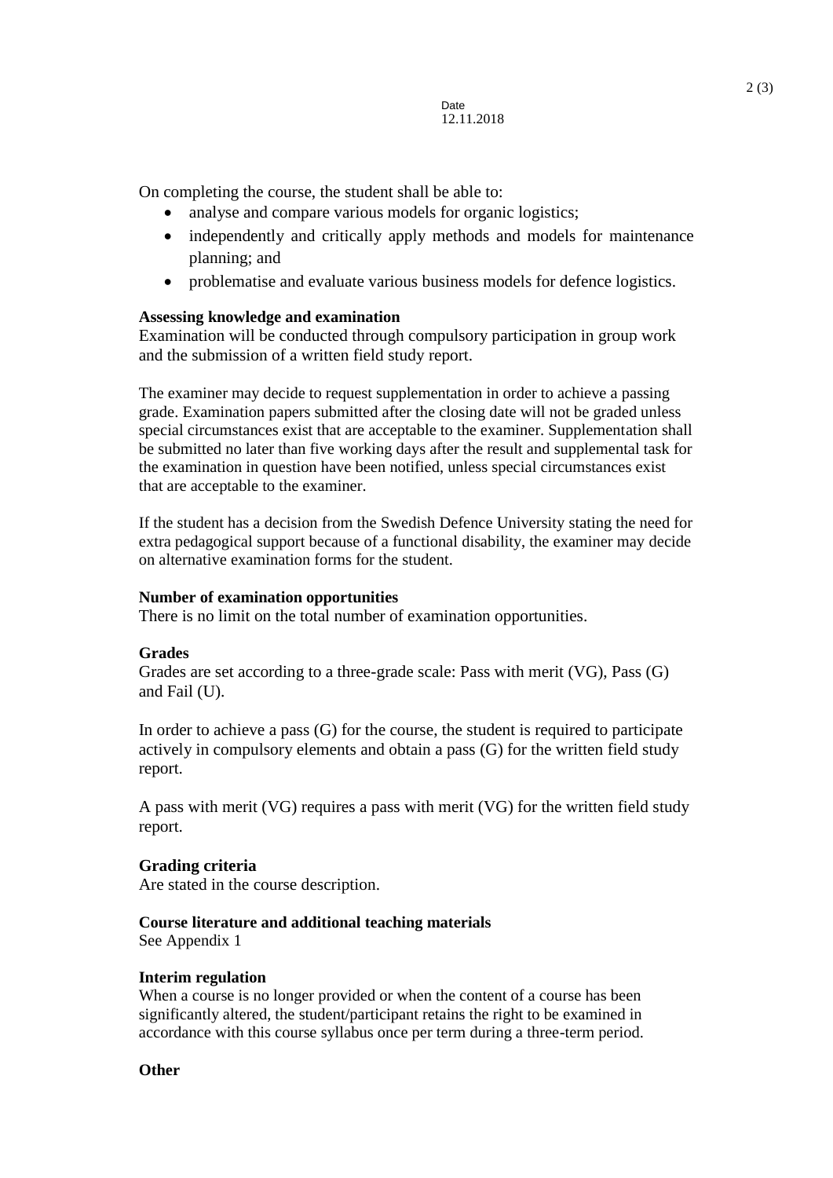Date
12.11.2018

On completing the course, the student shall be able to:

- analyse and compare various models for organic logistics;
- independently and critically apply methods and models for maintenance planning; and
- problematise and evaluate various business models for defence logistics.

**Assessing knowledge and examination**

Examination will be conducted through compulsory participation in group work and the submission of a written field study report.

The examiner may decide to request supplementation in order to achieve a passing grade. Examination papers submitted after the closing date will not be graded unless special circumstances exist that are acceptable to the examiner. Supplementation shall be submitted no later than five working days after the result and supplemental task for the examination in question have been notified, unless special circumstances exist that are acceptable to the examiner.

If the student has a decision from the Swedish Defence University stating the need for extra pedagogical support because of a functional disability, the examiner may decide on alternative examination forms for the student.

**Number of examination opportunities**

There is no limit on the total number of examination opportunities.

**Grades**

Grades are set according to a three-grade scale: Pass with merit (VG), Pass (G) and Fail (U).

In order to achieve a pass (G) for the course, the student is required to participate actively in compulsory elements and obtain a pass (G) for the written field study report.

A pass with merit (VG) requires a pass with merit (VG) for the written field study report.

**Grading criteria**

Are stated in the course description.

**Course literature and additional teaching materials**

See Appendix 1

**Interim regulation**

When a course is no longer provided or when the content of a course has been significantly altered, the student/participant retains the right to be examined in accordance with this course syllabus once per term during a three-term period.

**Other**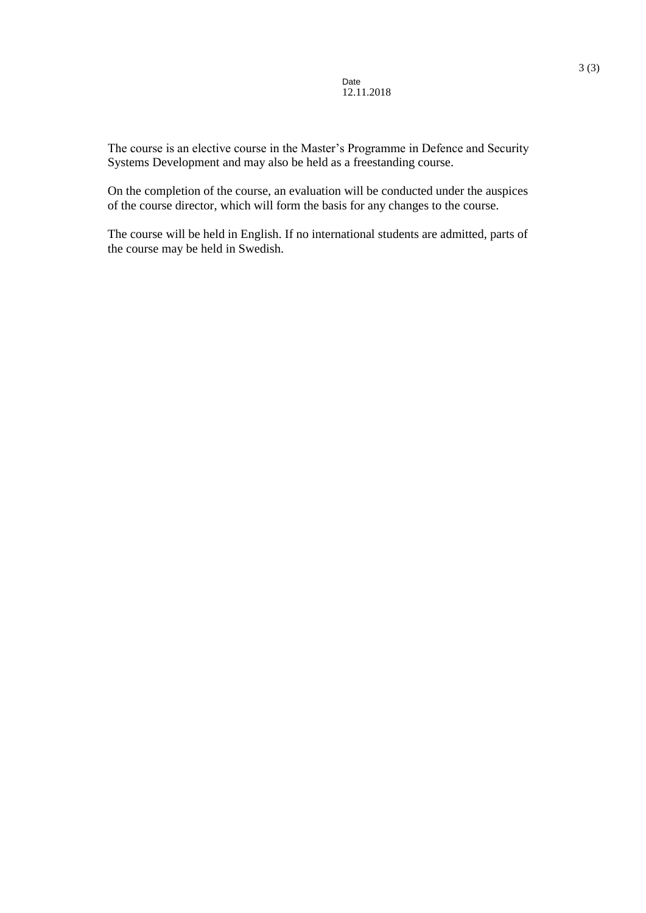The course is an elective course in the Master's Programme in Defence and Security Systems Development and may also be held as a freestanding course.

On the completion of the course, an evaluation will be conducted under the auspices of the course director, which will form the basis for any changes to the course.

The course will be held in English. If no international students are admitted, parts of the course may be held in Swedish.